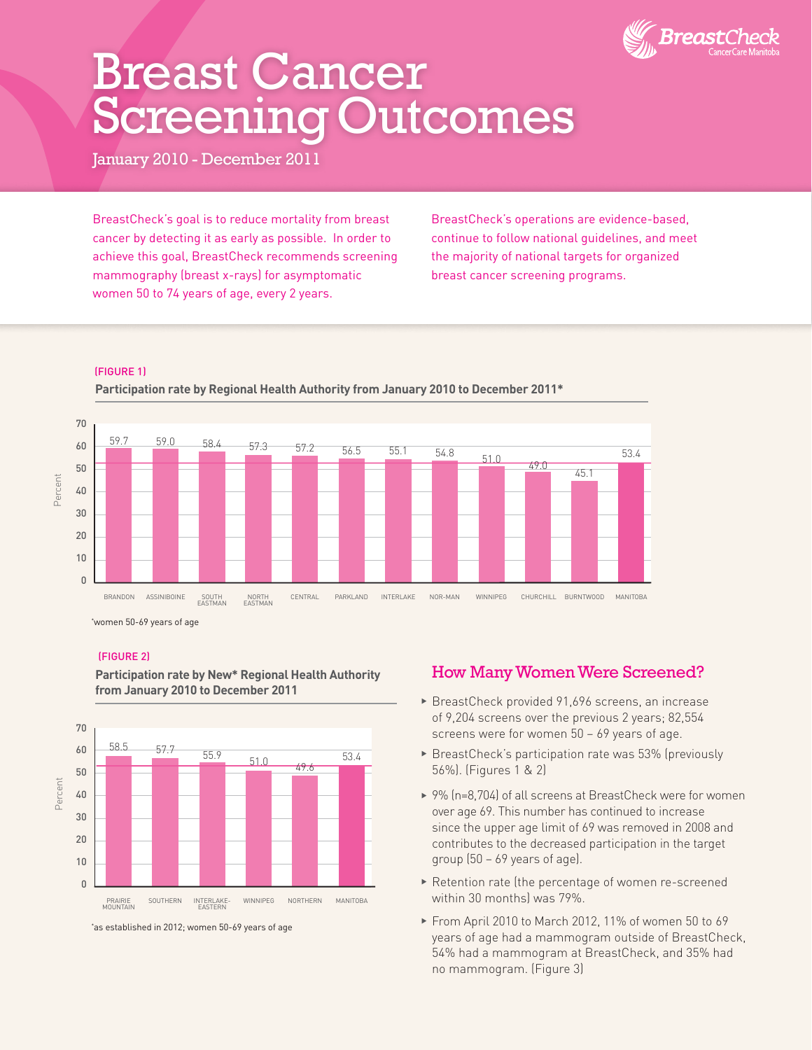# Breast Cancer Screening Outcomes

January 2010 - December 2011

BreastCheck CancerCare Manitoba

BreastCheck's goal is to reduce mortality from breast cancer by detecting it as early as possible. In order to achieve this goal, BreastCheck recommends screening mammography (breast x-rays) for asymptomatic women 50 to 74 years of age, every 2 years.

BreastCheck's operations are evidence-based, continue to follow national guidelines, and meet the majority of national targets for organized breast cancer screening programs.

(FIGURE 1)

**Participation rate by Regional Health Authority from January 2010 to December 2011***

| Regional Health Authority | Percent |
|---|---|
| BRANDON | 59.7 |
| ASSINIBOINE | 59.0 |
| SOUTH EASTMAN | 58.4 |
| NORTH EASTMAN | 57.3 |
| CENTRAL | 57.2 |
| PARKLAND | 56.5 |
| INTERLAKE | 55.1 |
| NOR-MAN | 54.8 |
| WINNIPEG | 51.0 |
| CHURCHILL | 49.0 |
| BURNTWOOD | 45.1 |
| MANITOBA | 53.4 |

*women 50-69 years of age

(FIGURE 2)

**Participation rate by New* Regional Health Authority from January 2010 to December 2011**

| Regional Health Authority | Percent |
|---|---|
| PRAIRIE MOUNTAIN | 58.5 |
| SOUTHERN | 57.7 |
| INTERLAKE-EASTERN | 55.9 |
| WINNIPEG | 51.0 |
| NORTHERN | 49.6 |
| MANITOBA | 53.4 |

*as established in 2012; women 50-69 years of age

## How Many Women Were Screened?

- BreastCheck provided 91,696 screens, an increase of 9,204 screens over the previous 2 years; 82,554 screens were for women 50 – 69 years of age.
- BreastCheck's participation rate was 53% (previously 56%). (Figures 1 & 2)
- 9% (n=8,704) of all screens at BreastCheck were for women over age 69. This number has continued to increase since the upper age limit of 69 was removed in 2008 and contributes to the decreased participation in the target group (50 – 69 years of age).
- Retention rate (the percentage of women re-screened within 30 months) was 79%.
- From April 2010 to March 2012, 11% of women 50 to 69 years of age had a mammogram outside of BreastCheck, 54% had a mammogram at BreastCheck, and 35% had no mammogram. (Figure 3)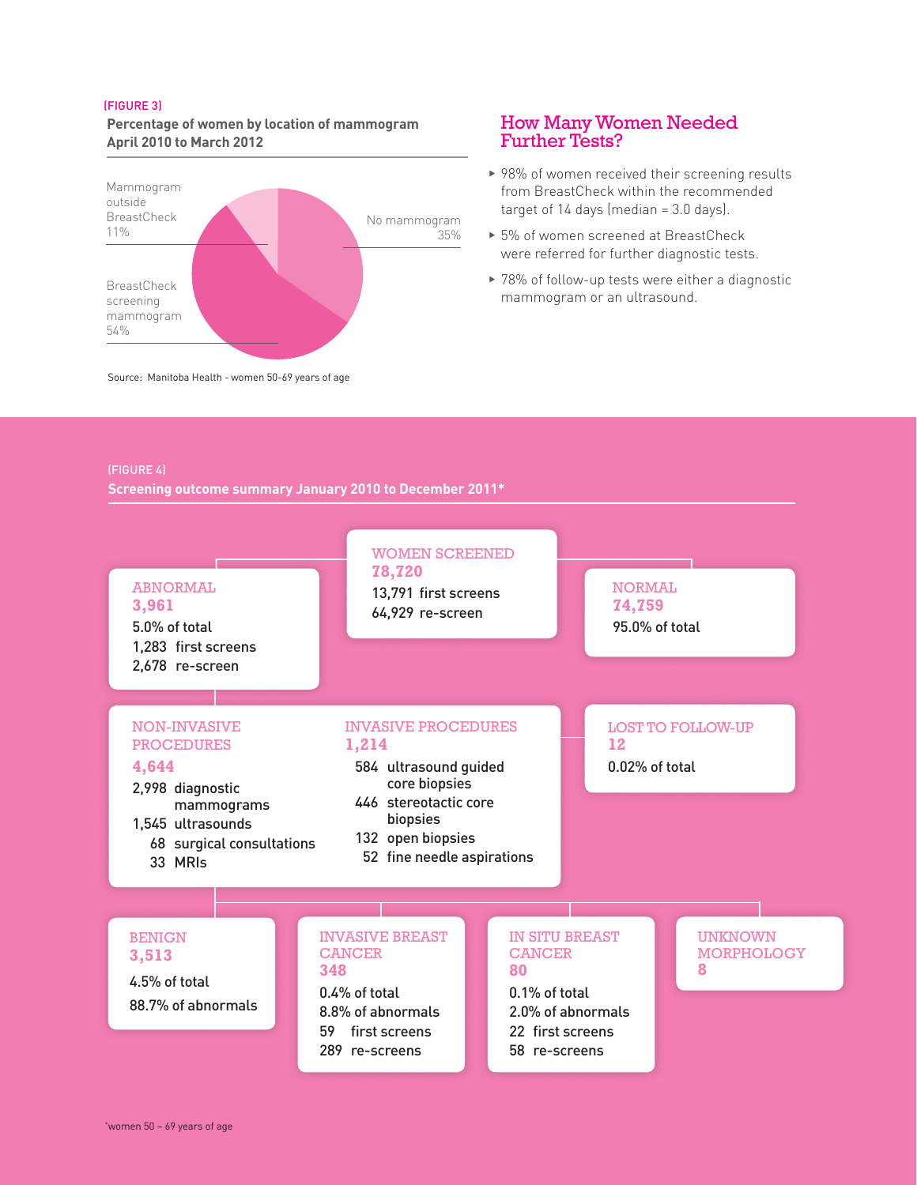(FIGURE 3)

**Percentage of women by location of mammogram April 2010 to March 2012**

| Location | Percentage |
|---|---|
| Mammogram outside BreastCheck | 11% |
| No mammogram | 35% |
| BreastCheck screening mammogram | 54% |

Source: Manitoba Health - women 50-69 years of age

## How Many Women Needed Further Tests?

- 98% of women received their screening results from BreastCheck within the recommended target of 14 days (median = 3.0 days).
- 5% of women screened at BreastCheck were referred for further diagnostic tests.
- 78% of follow-up tests were either a diagnostic mammogram or an ultrasound.

(FIGURE 4)

**Screening outcome summary January 2010 to December 2011***

**WOMEN SCREENED**
**78,720**
13,791 first screens
64,929 re-screen

**ABNORMAL**
**3,961**
5.0% of total
1,283 first screens
2,678 re-screen

**NORMAL**
**74,759**
95.0% of total

**NON-INVASIVE PROCEDURES**
**4,644**
2,998 diagnostic mammograms
1,545 ultrasounds
68 surgical consultations
33 MRIs

**INVASIVE PROCEDURES**
**1,214**
584 ultrasound guided core biopsies
446 stereotactic core biopsies
132 open biopsies
52 fine needle aspirations

**LOST TO FOLLOW-UP**
**12**
0.02% of total

**BENIGN**
**3,513**
4.5% of total
88.7% of abnormals

**INVASIVE BREAST CANCER**
**348**
0.4% of total
8.8% of abnormals
59 first screens
289 re-screens

**IN SITU BREAST CANCER**
**80**
0.1% of total
2.0% of abnormals
22 first screens
58 re-screens

**UNKNOWN MORPHOLOGY**
**8**

*women 50 – 69 years of age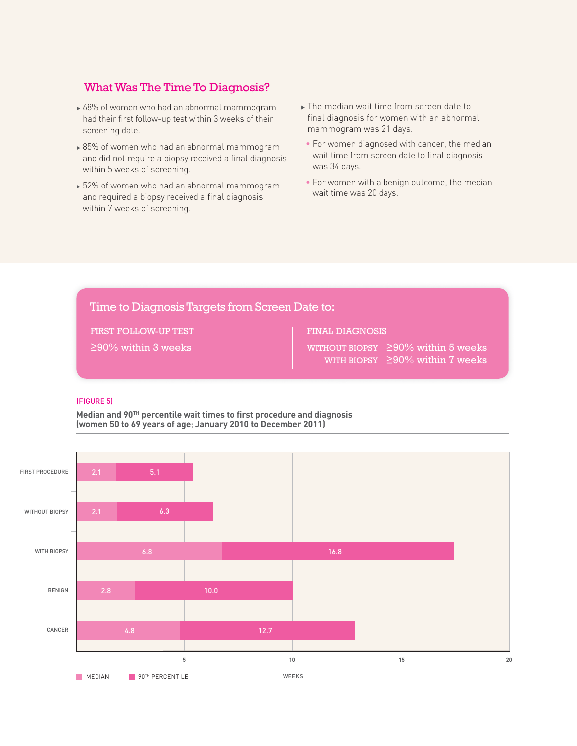## What Was The Time To Diagnosis?

- 68% of women who had an abnormal mammogram had their first follow-up test within 3 weeks of their screening date.
- 85% of women who had an abnormal mammogram and did not require a biopsy received a final diagnosis within 5 weeks of screening.
- 52% of women who had an abnormal mammogram and required a biopsy received a final diagnosis within 7 weeks of screening.
- The median wait time from screen date to final diagnosis for women with an abnormal mammogram was 21 days.
  - For women diagnosed with cancer, the median wait time from screen date to final diagnosis was 34 days.
  - For women with a benign outcome, the median wait time was 20 days.

### Time to Diagnosis Targets from Screen Date to:

**FIRST FOLLOW-UP TEST**

≥90% within 3 weeks

**FINAL DIAGNOSIS**

WITHOUT BIOPSY ≥90% within 5 weeks

WITH BIOPSY ≥90% within 7 weeks

(FIGURE 5)

**Median and 90TH percentile wait times to first procedure and diagnosis (women 50 to 69 years of age; January 2010 to December 2011)**

| | MEDIAN (weeks) | 90TH PERCENTILE (weeks) |
|---|---|---|
| FIRST PROCEDURE | 2.1 | 5.1 |
| WITHOUT BIOPSY | 2.1 | 6.3 |
| WITH BIOPSY | 6.8 | 16.8 |
| BENIGN | 2.8 | 10.0 |
| CANCER | 4.8 | 12.7 |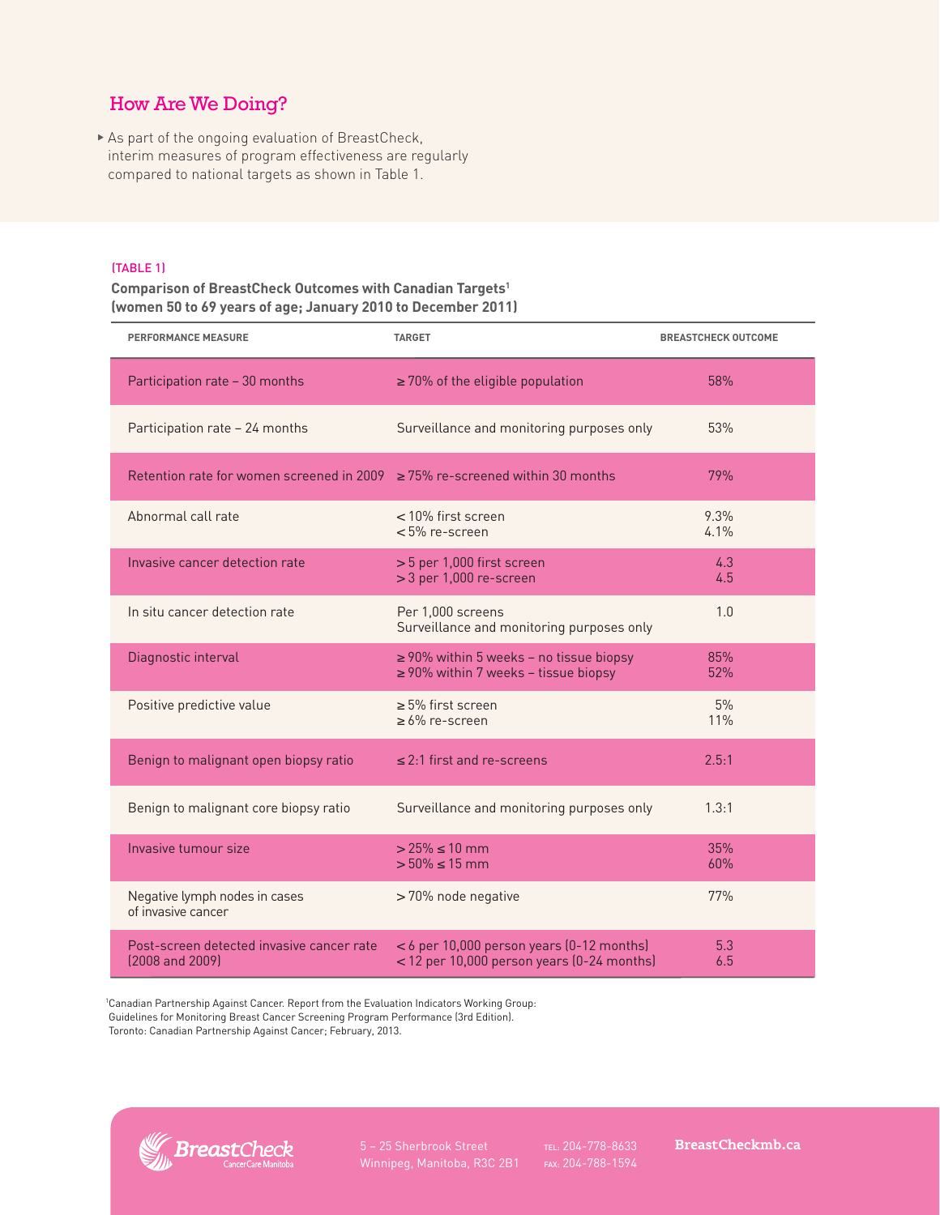## How Are We Doing?

- As part of the ongoing evaluation of BreastCheck, interim measures of program effectiveness are regularly compared to national targets as shown in Table 1.

(TABLE 1)

**Comparison of BreastCheck Outcomes with Canadian Targets[1] (women 50 to 69 years of age; January 2010 to December 2011)**

| PERFORMANCE MEASURE | TARGET | BREASTCHECK OUTCOME |
|---|---|---|
| Participation rate – 30 months | ≥ 70% of the eligible population | 58% |
| Participation rate – 24 months | Surveillance and monitoring purposes only | 53% |
| Retention rate for women screened in 2009 | ≥ 75% re-screened within 30 months | 79% |
| Abnormal call rate | < 10% first screen<br>< 5% re-screen | 9.3%<br>4.1% |
| Invasive cancer detection rate | > 5 per 1,000 first screen<br>> 3 per 1,000 re-screen | 4.3<br>4.5 |
| In situ cancer detection rate | Per 1,000 screens<br>Surveillance and monitoring purposes only | 1.0 |
| Diagnostic interval | ≥ 90% within 5 weeks – no tissue biopsy<br>≥ 90% within 7 weeks – tissue biopsy | 85%<br>52% |
| Positive predictive value | ≥ 5% first screen<br>≥ 6% re-screen | 5%<br>11% |
| Benign to malignant open biopsy ratio | ≤ 2:1 first and re-screens | 2.5:1 |
| Benign to malignant core biopsy ratio | Surveillance and monitoring purposes only | 1.3:1 |
| Invasive tumour size | > 25% ≤ 10 mm<br>> 50% ≤ 15 mm | 35%<br>60% |
| Negative lymph nodes in cases of invasive cancer | > 70% node negative | 77% |
| Post-screen detected invasive cancer rate (2008 and 2009) | < 6 per 10,000 person years (0-12 months)<br>< 12 per 10,000 person years (0-24 months) | 5.3<br>6.5 |

[1]Canadian Partnership Against Cancer. Report from the Evaluation Indicators Working Group: Guidelines for Monitoring Breast Cancer Screening Program Performance (3rd Edition). Toronto: Canadian Partnership Against Cancer; February, 2013.

BreastCheck CancerCare Manitoba

5 – 25 Sherbrook Street
Winnipeg, Manitoba, R3C 2B1

TEL: 204-778-8633
FAX: 204-788-1594

BreastCheckmb.ca